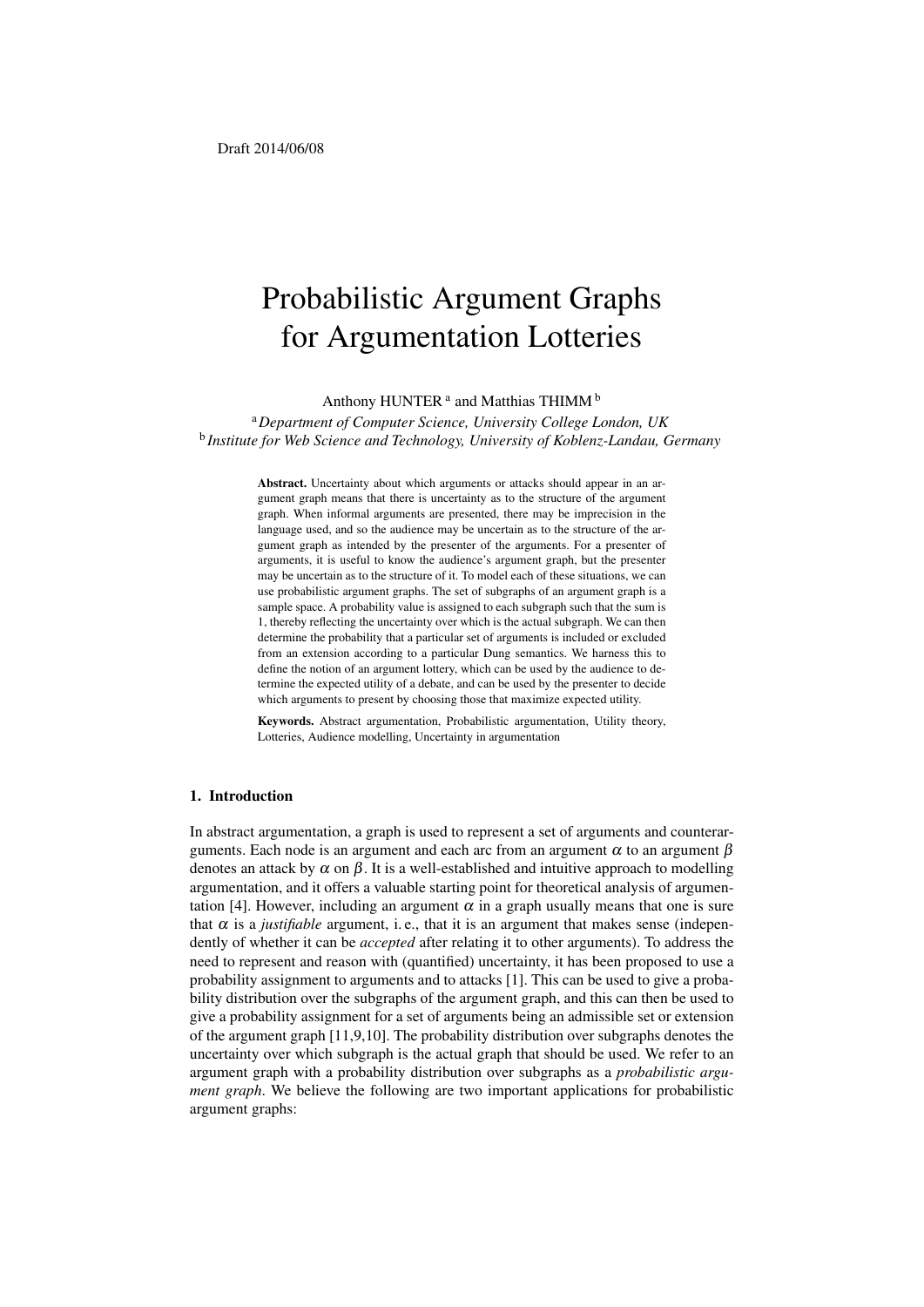Draft 2014/06/08

# Probabilistic Argument Graphs for Argumentation Lotteries

Anthony HUNTER [a] and Matthias THIMM [b]

[a] *Department of Computer Science, University College London, UK*
[b] *Institute for Web Science and Technology, University of Koblenz-Landau, Germany*

**Abstract.** Uncertainty about which arguments or attacks should appear in an argument graph means that there is uncertainty as to the structure of the argument graph. When informal arguments are presented, there may be imprecision in the language used, and so the audience may be uncertain as to the structure of the argument graph as intended by the presenter of the arguments. For a presenter of arguments, it is useful to know the audience's argument graph, but the presenter may be uncertain as to the structure of it. To model each of these situations, we can use probabilistic argument graphs. The set of subgraphs of an argument graph is a sample space. A probability value is assigned to each subgraph such that the sum is 1, thereby reflecting the uncertainty over which is the actual subgraph. We can then determine the probability that a particular set of arguments is included or excluded from an extension according to a particular Dung semantics. We harness this to define the notion of an argument lottery, which can be used by the audience to determine the expected utility of a debate, and can be used by the presenter to decide which arguments to present by choosing those that maximize expected utility.

**Keywords.** Abstract argumentation, Probabilistic argumentation, Utility theory, Lotteries, Audience modelling, Uncertainty in argumentation

## 1. Introduction

In abstract argumentation, a graph is used to represent a set of arguments and counterarguments. Each node is an argument and each arc from an argument $\alpha$ to an argument $\beta$ denotes an attack by $\alpha$ on $\beta$. It is a well-established and intuitive approach to modelling argumentation, and it offers a valuable starting point for theoretical analysis of argumentation [4]. However, including an argument $\alpha$ in a graph usually means that one is sure that $\alpha$ is a *justifiable* argument, i. e., that it is an argument that makes sense (independently of whether it can be *accepted* after relating it to other arguments). To address the need to represent and reason with (quantified) uncertainty, it has been proposed to use a probability assignment to arguments and to attacks [1]. This can be used to give a probability distribution over the subgraphs of the argument graph, and this can then be used to give a probability assignment for a set of arguments being an admissible set or extension of the argument graph [11,9,10]. The probability distribution over subgraphs denotes the uncertainty over which subgraph is the actual graph that should be used. We refer to an argument graph with a probability distribution over subgraphs as a *probabilistic argument graph*. We believe the following are two important applications for probabilistic argument graphs: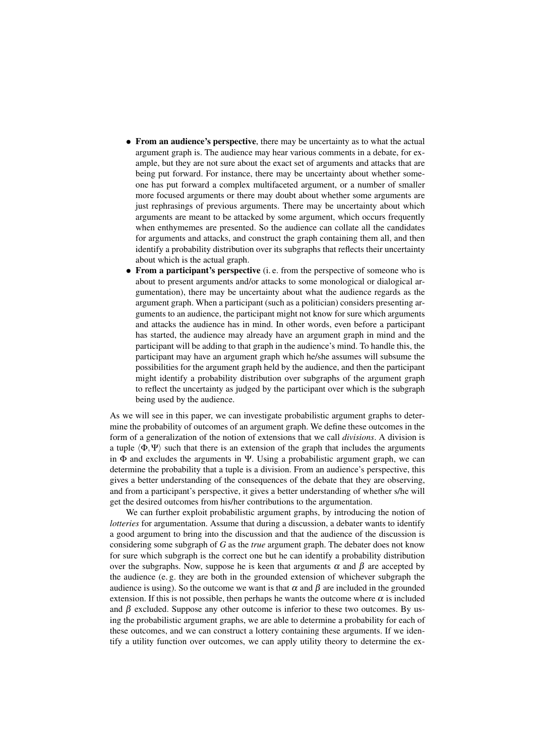- **From an audience's perspective**, there may be uncertainty as to what the actual argument graph is. The audience may hear various comments in a debate, for example, but they are not sure about the exact set of arguments and attacks that are being put forward. For instance, there may be uncertainty about whether someone has put forward a complex multifaceted argument, or a number of smaller more focused arguments or there may doubt about whether some arguments are just rephrasings of previous arguments. There may be uncertainty about which arguments are meant to be attacked by some argument, which occurs frequently when enthymemes are presented. So the audience can collate all the candidates for arguments and attacks, and construct the graph containing them all, and then identify a probability distribution over its subgraphs that reflects their uncertainty about which is the actual graph.
- **From a participant's perspective** (i. e. from the perspective of someone who is about to present arguments and/or attacks to some monological or dialogical argumentation), there may be uncertainty about what the audience regards as the argument graph. When a participant (such as a politician) considers presenting arguments to an audience, the participant might not know for sure which arguments and attacks the audience has in mind. In other words, even before a participant has started, the audience may already have an argument graph in mind and the participant will be adding to that graph in the audience's mind. To handle this, the participant may have an argument graph which he/she assumes will subsume the possibilities for the argument graph held by the audience, and then the participant might identify a probability distribution over subgraphs of the argument graph to reflect the uncertainty as judged by the participant over which is the subgraph being used by the audience.

As we will see in this paper, we can investigate probabilistic argument graphs to determine the probability of outcomes of an argument graph. We define these outcomes in the form of a generalization of the notion of extensions that we call *divisions*. A division is a tuple $\langle \Phi, \Psi \rangle$ such that there is an extension of the graph that includes the arguments in $\Phi$ and excludes the arguments in $\Psi$. Using a probabilistic argument graph, we can determine the probability that a tuple is a division. From an audience's perspective, this gives a better understanding of the consequences of the debate that they are observing, and from a participant's perspective, it gives a better understanding of whether s/he will get the desired outcomes from his/her contributions to the argumentation.

We can further exploit probabilistic argument graphs, by introducing the notion of *lotteries* for argumentation. Assume that during a discussion, a debater wants to identify a good argument to bring into the discussion and that the audience of the discussion is considering some subgraph of $G$ as the *true* argument graph. The debater does not know for sure which subgraph is the correct one but he can identify a probability distribution over the subgraphs. Now, suppose he is keen that arguments $\alpha$ and $\beta$ are accepted by the audience (e. g. they are both in the grounded extension of whichever subgraph the audience is using). So the outcome we want is that $\alpha$ and $\beta$ are included in the grounded extension. If this is not possible, then perhaps he wants the outcome where $\alpha$ is included and $\beta$ excluded. Suppose any other outcome is inferior to these two outcomes. By using the probabilistic argument graphs, we are able to determine a probability for each of these outcomes, and we can construct a lottery containing these arguments. If we identify a utility function over outcomes, we can apply utility theory to determine the ex-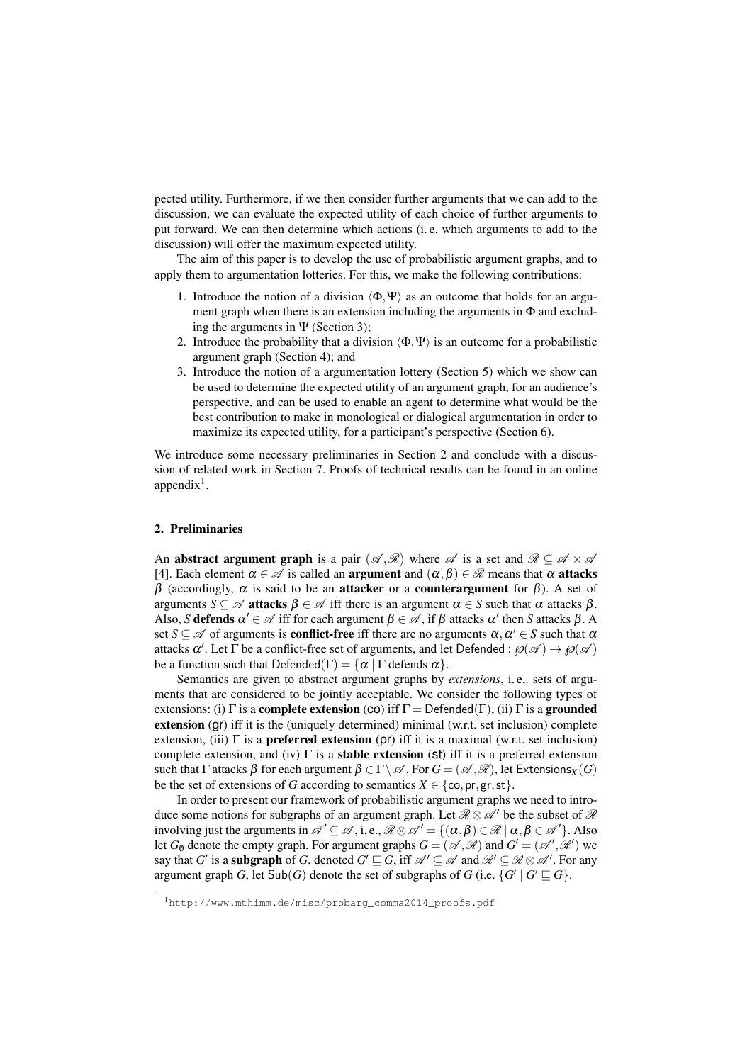pected utility. Furthermore, if we then consider further arguments that we can add to the discussion, we can evaluate the expected utility of each choice of further arguments to put forward. We can then determine which actions (i. e. which arguments to add to the discussion) will offer the maximum expected utility.

The aim of this paper is to develop the use of probabilistic argument graphs, and to apply them to argumentation lotteries. For this, we make the following contributions:

1. Introduce the notion of a division $\langle \Phi, \Psi \rangle$ as an outcome that holds for an argument graph when there is an extension including the arguments in $\Phi$ and excluding the arguments in $\Psi$ (Section 3);
2. Introduce the probability that a division $\langle \Phi, \Psi \rangle$ is an outcome for a probabilistic argument graph (Section 4); and
3. Introduce the notion of a argumentation lottery (Section 5) which we show can be used to determine the expected utility of an argument graph, for an audience's perspective, and can be used to enable an agent to determine what would be the best contribution to make in monological or dialogical argumentation in order to maximize its expected utility, for a participant's perspective (Section 6).

We introduce some necessary preliminaries in Section 2 and conclude with a discussion of related work in Section 7. Proofs of technical results can be found in an online appendix[1].

## 2. Preliminaries

An **abstract argument graph** is a pair $(\mathscr{A}, \mathscr{R})$ where $\mathscr{A}$ is a set and $\mathscr{R} \subseteq \mathscr{A} \times \mathscr{A}$ [4]. Each element $\alpha \in \mathscr{A}$ is called an **argument** and $(\alpha, \beta) \in \mathscr{R}$ means that $\alpha$ **attacks** $\beta$ (accordingly, $\alpha$ is said to be an **attacker** or a **counterargument** for $\beta$). A set of arguments $S \subseteq \mathscr{A}$ **attacks** $\beta \in \mathscr{A}$ iff there is an argument $\alpha \in S$ such that $\alpha$ attacks $\beta$. Also, $S$ **defends** $\alpha' \in \mathscr{A}$ iff for each argument $\beta \in \mathscr{A}$, if $\beta$ attacks $\alpha'$ then $S$ attacks $\beta$. A set $S \subseteq \mathscr{A}$ of arguments is **conflict-free** iff there are no arguments $\alpha, \alpha' \in S$ such that $\alpha$ attacks $\alpha'$. Let $\Gamma$ be a conflict-free set of arguments, and let $\mathsf{Defended} : \wp(\mathscr{A}) \rightarrow \wp(\mathscr{A})$ be a function such that $\mathsf{Defended}(\Gamma) = \{\alpha \mid \Gamma \text{ defends } \alpha\}$.

Semantics are given to abstract argument graphs by *extensions*, i. e,. sets of arguments that are considered to be jointly acceptable. We consider the following types of extensions: (i) $\Gamma$ is a **complete extension** (co) iff $\Gamma = \mathsf{Defended}(\Gamma)$, (ii) $\Gamma$ is a **grounded extension** (gr) iff it is the (uniquely determined) minimal (w.r.t. set inclusion) complete extension, (iii) $\Gamma$ is a **preferred extension** (pr) iff it is a maximal (w.r.t. set inclusion) complete extension, and (iv) $\Gamma$ is a **stable extension** (st) iff it is a preferred extension such that $\Gamma$ attacks $\beta$ for each argument $\beta \in \Gamma \setminus \mathscr{A}$. For $G = (\mathscr{A}, \mathscr{R})$, let $\mathsf{Extensions}_X(G)$ be the set of extensions of $G$ according to semantics $X \in \{\mathsf{co}, \mathsf{pr}, \mathsf{gr}, \mathsf{st}\}$.

In order to present our framework of probabilistic argument graphs we need to introduce some notions for subgraphs of an argument graph. Let $\mathscr{R} \otimes \mathscr{A}'$ be the subset of $\mathscr{R}$ involving just the arguments in $\mathscr{A}' \subseteq \mathscr{A}$, i. e., $\mathscr{R} \otimes \mathscr{A}' = \{(\alpha, \beta) \in \mathscr{R} \mid \alpha, \beta \in \mathscr{A}'\}$. Also let $G_\emptyset$ denote the empty graph. For argument graphs $G = (\mathscr{A}, \mathscr{R})$ and $G' = (\mathscr{A}', \mathscr{R}')$ we say that $G'$ is a **subgraph** of $G$, denoted $G' \sqsubseteq G$, iff $\mathscr{A}' \subseteq \mathscr{A}$ and $\mathscr{R}' \subseteq \mathscr{R} \otimes \mathscr{A}'$. For any argument graph $G$, let $\mathsf{Sub}(G)$ denote the set of subgraphs of $G$ (i.e. $\{G' \mid G' \sqsubseteq G\}$.

[1] http://www.mthimm.de/misc/probarg_comma2014_proofs.pdf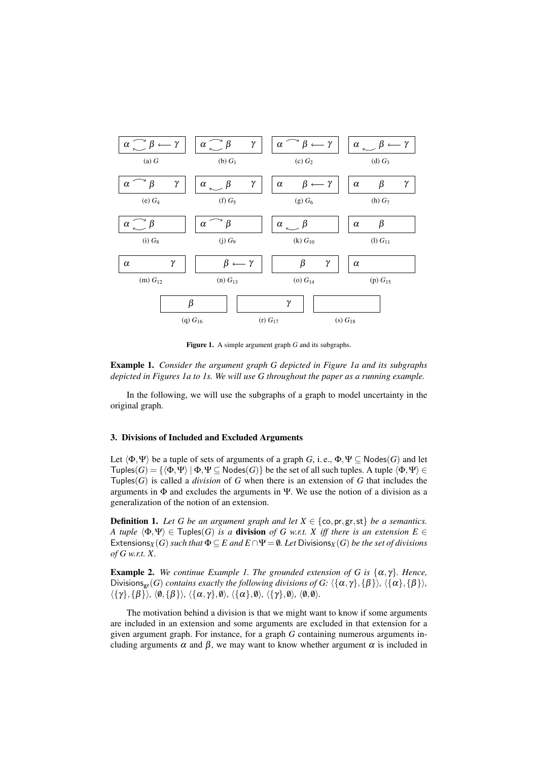Figure 1. A simple argument graph $G$ and its subgraphs.

**Example 1.** *Consider the argument graph $G$ depicted in Figure 1a and its subgraphs depicted in Figures 1a to 1s. We will use $G$ throughout the paper as a running example.*

In the following, we will use the subgraphs of a graph to model uncertainty in the original graph.

## 3. Divisions of Included and Excluded Arguments

Let $\langle \Phi, \Psi \rangle$ be a tuple of sets of arguments of a graph $G$, i. e., $\Phi, \Psi \subseteq \mathsf{Nodes}(G)$ and let $\mathsf{Tuples}(G) = \{\langle \Phi, \Psi \rangle \mid \Phi, \Psi \subseteq \mathsf{Nodes}(G)\}$ be the set of all such tuples. A tuple $\langle \Phi, \Psi \rangle \in \mathsf{Tuples}(G)$ is called a *division* of $G$ when there is an extension of $G$ that includes the arguments in $\Phi$ and excludes the arguments in $\Psi$. We use the notion of a division as a generalization of the notion of an extension.

**Definition 1.** *Let $G$ be an argument graph and let $X \in \{\mathsf{co}, \mathsf{pr}, \mathsf{gr}, \mathsf{st}\}$ be a semantics. A tuple $\langle \Phi, \Psi \rangle \in \mathsf{Tuples}(G)$ is a* **division** *of $G$ w.r.t. $X$ iff there is an extension $E \in \mathsf{Extensions}_X(G)$ such that $\Phi \subseteq E$ and $E \cap \Psi = \emptyset$. Let $\mathsf{Divisions}_X(G)$ be the set of divisions of $G$ w.r.t. $X$.*

**Example 2.** *We continue Example 1. The grounded extension of $G$ is $\{\alpha, \gamma\}$. Hence, $\mathsf{Divisions}_{\mathsf{gr}}(G)$ contains exactly the following divisions of $G$: $\langle \{\alpha, \gamma\}, \{\beta\} \rangle$, $\langle \{\alpha\}, \{\beta\} \rangle$, $\langle \{\gamma\}, \{\beta\} \rangle$, $\langle \emptyset, \{\beta\} \rangle$, $\langle \{\alpha, \gamma\}, \emptyset \rangle$, $\langle \{\alpha\}, \emptyset \rangle$, $\langle \{\gamma\}, \emptyset \rangle$, $\langle \emptyset, \emptyset \rangle$.*

The motivation behind a division is that we might want to know if some arguments are included in an extension and some arguments are excluded in that extension for a given argument graph. For instance, for a graph $G$ containing numerous arguments including arguments $\alpha$ and $\beta$, we may want to know whether argument $\alpha$ is included in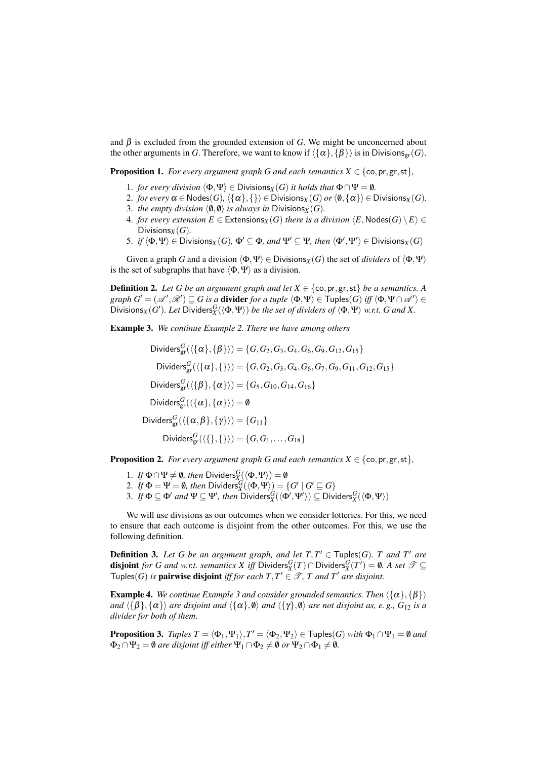and $\beta$ is excluded from the grounded extension of $G$. We might be unconcerned about the other arguments in $G$. Therefore, we want to know if $\langle\{\alpha\},\{\beta\}\rangle$ is in $\mathsf{Divisions}_{\mathsf{gr}}(G)$.

**Proposition 1.** *For every argument graph $G$ and each semantics $X \in \{\mathsf{co},\mathsf{pr},\mathsf{gr},\mathsf{st}\}$,*

1. *for every division $\langle\Phi,\Psi\rangle \in \mathsf{Divisions}_X(G)$ it holds that $\Phi \cap \Psi = \emptyset$.*
2. *for every $\alpha \in \mathsf{Nodes}(G)$, $\langle\{\alpha\},\{\}\rangle \in \mathsf{Divisions}_X(G)$ or $\langle\emptyset,\{\alpha\}\rangle \in \mathsf{Divisions}_X(G)$.*
3. *the empty division $\langle\emptyset,\emptyset\rangle$ is always in $\mathsf{Divisions}_X(G)$.*
4. *for every extension $E \in \mathsf{Extensions}_X(G)$ there is a division $\langle E, \mathsf{Nodes}(G)\setminus E\rangle \in \mathsf{Divisions}_X(G)$.*
5. *if $\langle\Phi,\Psi\rangle \in \mathsf{Divisions}_X(G)$, $\Phi' \subseteq \Phi$, and $\Psi' \subseteq \Psi$, then $\langle\Phi',\Psi'\rangle \in \mathsf{Divisions}_X(G)$*

Given a graph $G$ and a division $\langle\Phi,\Psi\rangle \in \mathsf{Divisions}_X(G)$ the set of *dividers* of $\langle\Phi,\Psi\rangle$ is the set of subgraphs that have $\langle\Phi,\Psi\rangle$ as a division.

**Definition 2.** *Let $G$ be an argument graph and let $X \in \{\mathsf{co},\mathsf{pr},\mathsf{gr},\mathsf{st}\}$ be a semantics. A graph $G' = (\mathscr{A}',\mathscr{R}') \sqsubseteq G$ is a* **divider** *for a tuple $\langle\Phi,\Psi\rangle \in \mathsf{Tuples}(G)$ iff $\langle\Phi,\Psi\cap\mathscr{A}'\rangle \in \mathsf{Divisions}_X(G')$. Let $\mathsf{Dividers}^G_X(\langle\Phi,\Psi\rangle)$ be the set of dividers of $\langle\Phi,\Psi\rangle$ w.r.t. $G$ and $X$.*

**Example 3.** *We continue Example 2. There we have among others*

$$\mathsf{Dividers}^G_{\mathsf{gr}}(\langle\{\alpha\},\{\beta\}\rangle) = \{G,G_2,G_3,G_4,G_6,G_9,G_{12},G_{15}\}$$

$$\mathsf{Dividers}^G_{\mathsf{gr}}(\langle\{\alpha\},\{\}\rangle) = \{G,G_2,G_3,G_4,G_6,G_7,G_9,G_{11},G_{12},G_{15}\}$$

$$\mathsf{Dividers}^G_{\mathsf{gr}}(\langle\{\beta\},\{\alpha\}\rangle) = \{G_5,G_{10},G_{14},G_{16}\}$$

$$\mathsf{Dividers}^G_{\mathsf{gr}}(\langle\{\alpha\},\{\alpha\}\rangle) = \emptyset$$

$$\mathsf{Dividers}^G_{\mathsf{gr}}(\langle\{\alpha,\beta\},\{\gamma\}\rangle) = \{G_{11}\}$$

$$\mathsf{Dividers}^G_{\mathsf{gr}}(\langle\{\},\{\}\rangle) = \{G,G_1,\ldots,G_{18}\}$$

**Proposition 2.** *For every argument graph $G$ and each semantics $X \in \{\mathsf{co},\mathsf{pr},\mathsf{gr},\mathsf{st}\}$,*

1. *If $\Phi\cap\Psi \neq \emptyset$, then $\mathsf{Dividers}^G_X(\langle\Phi,\Psi\rangle) = \emptyset$*
2. *If $\Phi = \Psi = \emptyset$, then $\mathsf{Dividers}^G_X(\langle\Phi,\Psi\rangle) = \{G' \mid G' \sqsubseteq G\}$*
3. *If $\Phi \subseteq \Phi'$ and $\Psi \subseteq \Psi'$, then $\mathsf{Dividers}^G_X(\langle\Phi',\Psi'\rangle) \subseteq \mathsf{Dividers}^G_X(\langle\Phi,\Psi\rangle)$*

We will use divisions as our outcomes when we consider lotteries. For this, we need to ensure that each outcome is disjoint from the other outcomes. For this, we use the following definition.

**Definition 3.** *Let $G$ be an argument graph, and let $T,T' \in \mathsf{Tuples}(G)$. $T$ and $T'$ are* **disjoint** *for $G$ and w.r.t. semantics $X$ iff $\mathsf{Dividers}^G_X(T)\cap\mathsf{Dividers}^G_X(T') = \emptyset$. A set $\mathscr{T} \subseteq \mathsf{Tuples}(G)$ is* **pairwise disjoint** *iff for each $T,T' \in \mathscr{T}$, $T$ and $T'$ are disjoint.*

**Example 4.** *We continue Example 3 and consider grounded semantics. Then $\langle\{\alpha\},\{\beta\}\rangle$ and $\langle\{\beta\},\{\alpha\}\rangle$ are disjoint and $\langle\{\alpha\},\emptyset\rangle$ and $\langle\{\gamma\},\emptyset\rangle$ are not disjoint as, e. g., $G_{12}$ is a divider for both of them.*

**Proposition 3.** *Tuples $T = \langle\Phi_1,\Psi_1\rangle, T' = \langle\Phi_2,\Psi_2\rangle \in \mathsf{Tuples}(G)$ with $\Phi_1\cap\Psi_1 = \emptyset$ and $\Phi_2\cap\Psi_2 = \emptyset$ are disjoint iff either $\Psi_1\cap\Phi_2 \neq \emptyset$ or $\Psi_2\cap\Phi_1 \neq \emptyset$.*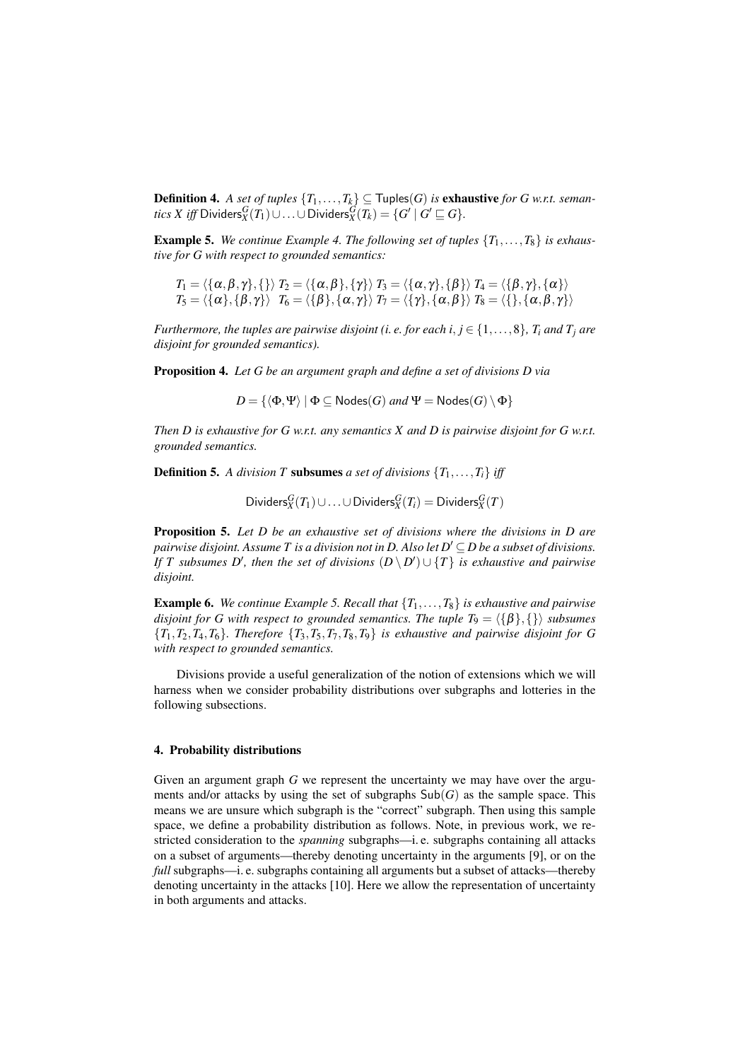**Definition 4.** *A set of tuples $\{T_1, \ldots, T_k\} \subseteq \mathsf{Tuples}(G)$ is* **exhaustive** *for G w.r.t. semantics X iff* $\mathsf{Dividers}^G_X(T_1) \cup \ldots \cup \mathsf{Dividers}^G_X(T_k) = \{G' \mid G' \sqsubseteq G\}$.

**Example 5.** *We continue Example 4. The following set of tuples $\{T_1, \ldots, T_8\}$ is exhaustive for G with respect to grounded semantics:*

$$T_1 = \langle\{\alpha,\beta,\gamma\},\{\}\rangle \; T_2 = \langle\{\alpha,\beta\},\{\gamma\}\rangle \; T_3 = \langle\{\alpha,\gamma\},\{\beta\}\rangle \; T_4 = \langle\{\beta,\gamma\},\{\alpha\}\rangle$$
$$T_5 = \langle\{\alpha\},\{\beta,\gamma\}\rangle \; T_6 = \langle\{\beta\},\{\alpha,\gamma\}\rangle \; T_7 = \langle\{\gamma\},\{\alpha,\beta\}\rangle \; T_8 = \langle\{\},\{\alpha,\beta,\gamma\}\rangle$$

*Furthermore, the tuples are pairwise disjoint (i. e. for each $i, j \in \{1, \ldots, 8\}$, $T_i$ and $T_j$ are disjoint for grounded semantics).*

**Proposition 4.** *Let G be an argument graph and define a set of divisions D via*

$$D = \{\langle\Phi,\Psi\rangle \mid \Phi \subseteq \mathsf{Nodes}(G) \text{ and } \Psi = \mathsf{Nodes}(G) \setminus \Phi\}$$

*Then D is exhaustive for G w.r.t. any semantics X and D is pairwise disjoint for G w.r.t. grounded semantics.*

**Definition 5.** *A division T* **subsumes** *a set of divisions $\{T_1, \ldots, T_i\}$ iff*

$$\mathsf{Dividers}^G_X(T_1) \cup \ldots \cup \mathsf{Dividers}^G_X(T_i) = \mathsf{Dividers}^G_X(T)$$

**Proposition 5.** *Let D be an exhaustive set of divisions where the divisions in D are pairwise disjoint. Assume T is a division not in D. Also let $D' \subseteq D$ be a subset of divisions. If T subsumes $D'$, then the set of divisions $(D \setminus D') \cup \{T\}$ is exhaustive and pairwise disjoint.*

**Example 6.** *We continue Example 5. Recall that $\{T_1, \ldots, T_8\}$ is exhaustive and pairwise disjoint for G with respect to grounded semantics. The tuple $T_9 = \langle\{\beta\},\{\}\rangle$ subsumes $\{T_1, T_2, T_4, T_6\}$. Therefore $\{T_3, T_5, T_7, T_8, T_9\}$ is exhaustive and pairwise disjoint for G with respect to grounded semantics.*

Divisions provide a useful generalization of the notion of extensions which we will harness when we consider probability distributions over subgraphs and lotteries in the following subsections.

## 4. Probability distributions

Given an argument graph $G$ we represent the uncertainty we may have over the arguments and/or attacks by using the set of subgraphs $\mathsf{Sub}(G)$ as the sample space. This means we are unsure which subgraph is the "correct" subgraph. Then using this sample space, we define a probability distribution as follows. Note, in previous work, we restricted consideration to the *spanning* subgraphs—i. e. subgraphs containing all attacks on a subset of arguments—thereby denoting uncertainty in the arguments [9], or on the *full* subgraphs—i. e. subgraphs containing all arguments but a subset of attacks—thereby denoting uncertainty in the attacks [10]. Here we allow the representation of uncertainty in both arguments and attacks.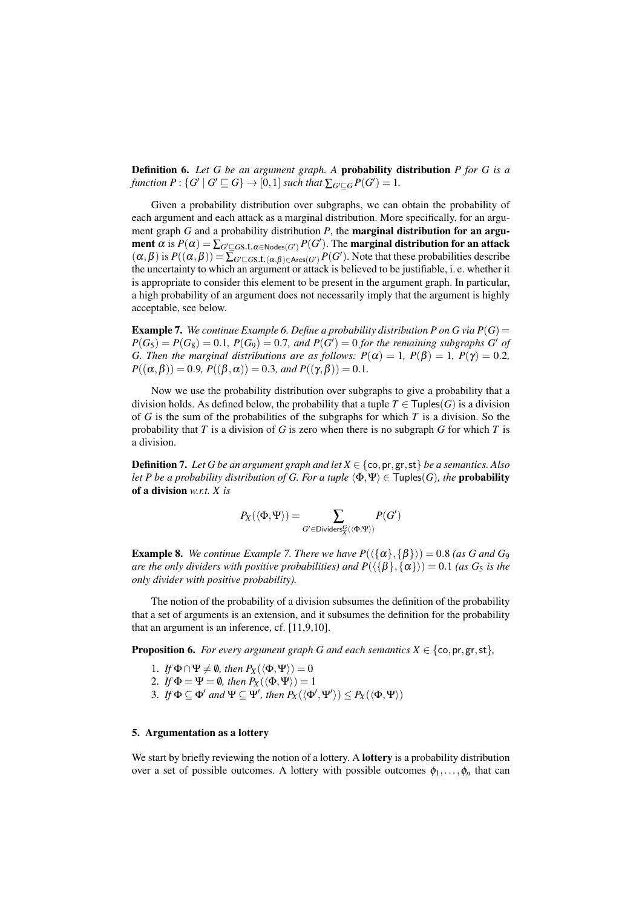**Definition 6.** *Let $G$ be an argument graph. A* **probability distribution** *$P$ for $G$ is a function $P : \{G' \mid G' \sqsubseteq G\} \to [0,1]$ such that $\sum_{G' \sqsubseteq G} P(G') = 1$.*

Given a probability distribution over subgraphs, we can obtain the probability of each argument and each attack as a marginal distribution. More specifically, for an argument graph $G$ and a probability distribution $P$, the **marginal distribution for an argument** $\alpha$ is $P(\alpha) = \sum_{G' \sqsubseteq G \text{s.t.} \alpha \in \mathsf{Nodes}(G')} P(G')$. The **marginal distribution for an attack** $(\alpha, \beta)$ is $P((\alpha,\beta)) = \sum_{G' \sqsubseteq G \text{s.t.} (\alpha,\beta) \in \mathsf{Arcs}(G')} P(G')$. Note that these probabilities describe the uncertainty to which an argument or attack is believed to be justifiable, i. e. whether it is appropriate to consider this element to be present in the argument graph. In particular, a high probability of an argument does not necessarily imply that the argument is highly acceptable, see below.

**Example 7.** *We continue Example 6. Define a probability distribution $P$ on $G$ via $P(G) = P(G_5) = P(G_8) = 0.1$, $P(G_9) = 0.7$, and $P(G') = 0$ for the remaining subgraphs $G'$ of $G$. Then the marginal distributions are as follows: $P(\alpha) = 1$, $P(\beta) = 1$, $P(\gamma) = 0.2$, $P((\alpha,\beta)) = 0.9$, $P((\beta,\alpha)) = 0.3$, and $P((\gamma,\beta)) = 0.1$.*

Now we use the probability distribution over subgraphs to give a probability that a division holds. As defined below, the probability that a tuple $T \in \mathsf{Tuples}(G)$ is a division of $G$ is the sum of the probabilities of the subgraphs for which $T$ is a division. So the probability that $T$ is a division of $G$ is zero when there is no subgraph $G$ for which $T$ is a division.

**Definition 7.** *Let $G$ be an argument graph and let $X \in \{\mathsf{co}, \mathsf{pr}, \mathsf{gr}, \mathsf{st}\}$ be a semantics. Also let $P$ be a probability distribution of $G$. For a tuple $\langle \Phi, \Psi \rangle \in \mathsf{Tuples}(G)$, the* **probability of a division** *w.r.t. $X$ is*

$$P_X(\langle \Phi, \Psi \rangle) = \sum_{G' \in \mathsf{Dividers}^G_X(\langle \Phi, \Psi \rangle)} P(G')$$

**Example 8.** *We continue Example 7. There we have $P(\langle \{\alpha\}, \{\beta\} \rangle) = 0.8$ (as $G$ and $G_9$ are the only dividers with positive probabilities) and $P(\langle \{\beta\}, \{\alpha\} \rangle) = 0.1$ (as $G_5$ is the only divider with positive probability).*

The notion of the probability of a division subsumes the definition of the probability that a set of arguments is an extension, and it subsumes the definition for the probability that an argument is an inference, cf. [11,9,10].

**Proposition 6.** *For every argument graph $G$ and each semantics $X \in \{\mathsf{co}, \mathsf{pr}, \mathsf{gr}, \mathsf{st}\}$,*

1. *If $\Phi \cap \Psi \neq \emptyset$, then $P_X(\langle \Phi, \Psi \rangle) = 0$*
2. *If $\Phi = \Psi = \emptyset$, then $P_X(\langle \Phi, \Psi \rangle) = 1$*
3. *If $\Phi \subseteq \Phi'$ and $\Psi \subseteq \Psi'$, then $P_X(\langle \Phi', \Psi' \rangle) \leq P_X(\langle \Phi, \Psi \rangle)$*

## 5. Argumentation as a lottery

We start by briefly reviewing the notion of a lottery. A **lottery** is a probability distribution over a set of possible outcomes. A lottery with possible outcomes $\phi_1, \ldots, \phi_n$ that can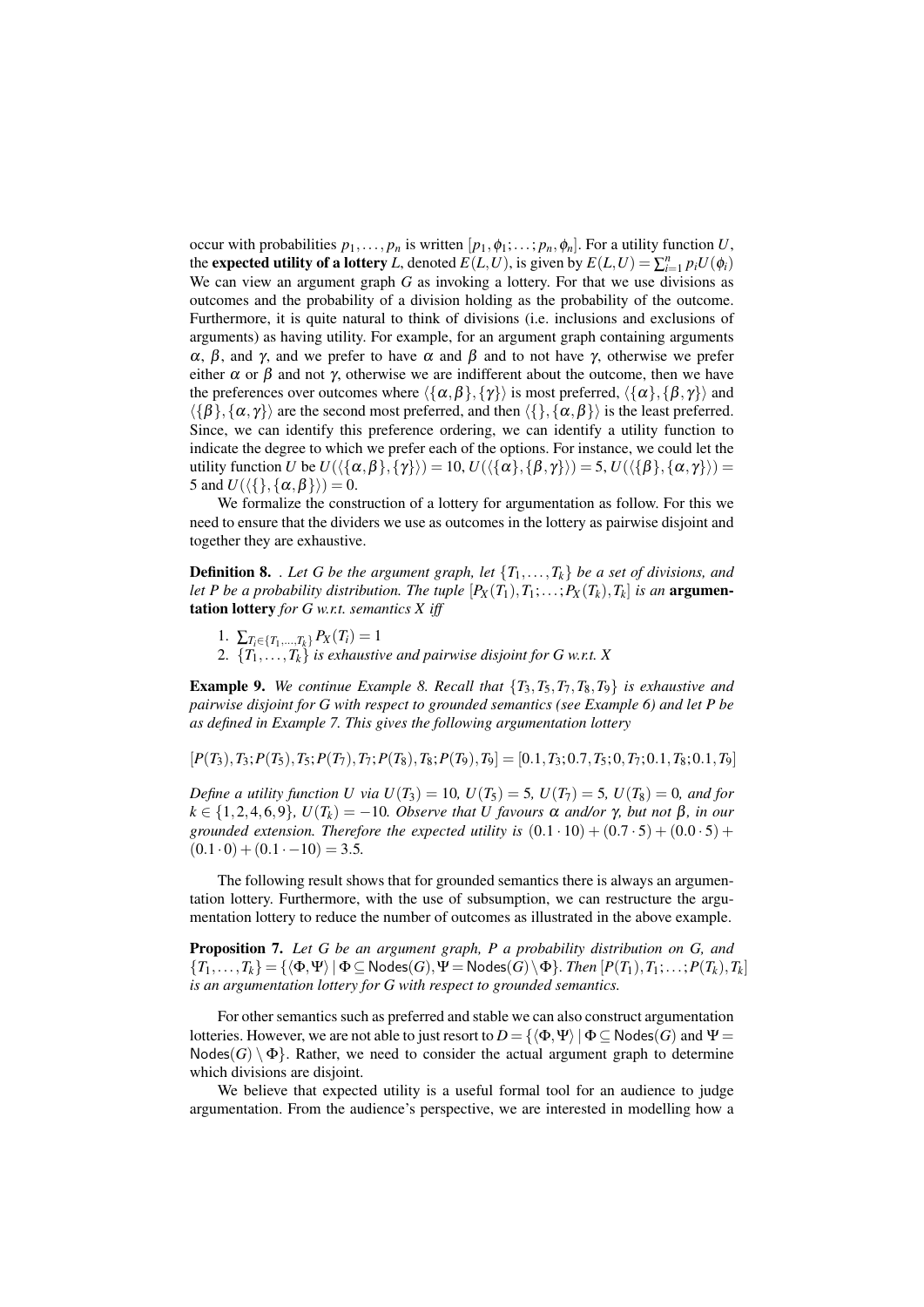occur with probabilities $p_1, \ldots, p_n$ is written $[p_1, \phi_1; \ldots; p_n, \phi_n]$. For a utility function $U$, the **expected utility of a lottery** $L$, denoted $E(L,U)$, is given by $E(L,U) = \sum_{i=1}^{n} p_i U(\phi_i)$ We can view an argument graph $G$ as invoking a lottery. For that we use divisions as outcomes and the probability of a division holding as the probability of the outcome. Furthermore, it is quite natural to think of divisions (i.e. inclusions and exclusions of arguments) as having utility. For example, for an argument graph containing arguments $\alpha$, $\beta$, and $\gamma$, and we prefer to have $\alpha$ and $\beta$ and to not have $\gamma$, otherwise we prefer either $\alpha$ or $\beta$ and not $\gamma$, otherwise we are indifferent about the outcome, then we have the preferences over outcomes where $\langle\{\alpha,\beta\},\{\gamma\}\rangle$ is most preferred, $\langle\{\alpha\},\{\beta,\gamma\}\rangle$ and $\langle\{\beta\},\{\alpha,\gamma\}\rangle$ are the second most preferred, and then $\langle\{\},\{\alpha,\beta\}\rangle$ is the least preferred. Since, we can identify this preference ordering, we can identify a utility function to indicate the degree to which we prefer each of the options. For instance, we could let the utility function $U$ be $U(\langle\{\alpha,\beta\},\{\gamma\}\rangle) = 10$, $U(\langle\{\alpha\},\{\beta,\gamma\}\rangle) = 5$, $U(\langle\{\beta\},\{\alpha,\gamma\}\rangle) = 5$ and $U(\langle\{\},\{\alpha,\beta\}\rangle) = 0$.

We formalize the construction of a lottery for argumentation as follow. For this we need to ensure that the dividers we use as outcomes in the lottery as pairwise disjoint and together they are exhaustive.

**Definition 8.** *. Let $G$ be the argument graph, let $\{T_1,\ldots,T_k\}$ be a set of divisions, and let $P$ be a probability distribution. The tuple $[P_X(T_1),T_1;\ldots;P_X(T_k),T_k]$ is an* **argumentation lottery** *for $G$ w.r.t. semantics $X$ iff*

1. $\sum_{T_i \in \{T_1,\ldots,T_k\}} P_X(T_i) = 1$
2. $\{T_1,\ldots,T_k\}$ *is exhaustive and pairwise disjoint for $G$ w.r.t. $X$*

**Example 9.** *We continue Example 8. Recall that $\{T_3,T_5,T_7,T_8,T_9\}$ is exhaustive and pairwise disjoint for $G$ with respect to grounded semantics (see Example 6) and let $P$ be as defined in Example 7. This gives the following argumentation lottery*

$$[P(T_3),T_3;P(T_5),T_5;P(T_7),T_7;P(T_8),T_8;P(T_9),T_9] = [0.1,T_3;0.7,T_5;0,T_7;0.1,T_8;0.1,T_9]$$

*Define a utility function $U$ via $U(T_3) = 10$, $U(T_5) = 5$, $U(T_7) = 5$, $U(T_8) = 0$, and for $k \in \{1,2,4,6,9\}$, $U(T_k) = -10$. Observe that $U$ favours $\alpha$ and/or $\gamma$, but not $\beta$, in our grounded extension. Therefore the expected utility is $(0.1 \cdot 10) + (0.7 \cdot 5) + (0.0 \cdot 5) + (0.1 \cdot 0) + (0.1 \cdot -10) = 3.5$.*

The following result shows that for grounded semantics there is always an argumentation lottery. Furthermore, with the use of subsumption, we can restructure the argumentation lottery to reduce the number of outcomes as illustrated in the above example.

**Proposition 7.** *Let $G$ be an argument graph, $P$ a probability distribution on $G$, and $\{T_1,\ldots,T_k\} = \{\langle\Phi,\Psi\rangle \mid \Phi \subseteq \mathsf{Nodes}(G), \Psi = \mathsf{Nodes}(G)\setminus\Phi\}$. Then $[P(T_1),T_1;\ldots;P(T_k),T_k]$ is an argumentation lottery for $G$ with respect to grounded semantics.*

For other semantics such as preferred and stable we can also construct argumentation lotteries. However, we are not able to just resort to $D = \{\langle\Phi,\Psi\rangle \mid \Phi \subseteq \mathsf{Nodes}(G)$ and $\Psi = \mathsf{Nodes}(G)\setminus\Phi\}$. Rather, we need to consider the actual argument graph to determine which divisions are disjoint.

We believe that expected utility is a useful formal tool for an audience to judge argumentation. From the audience's perspective, we are interested in modelling how a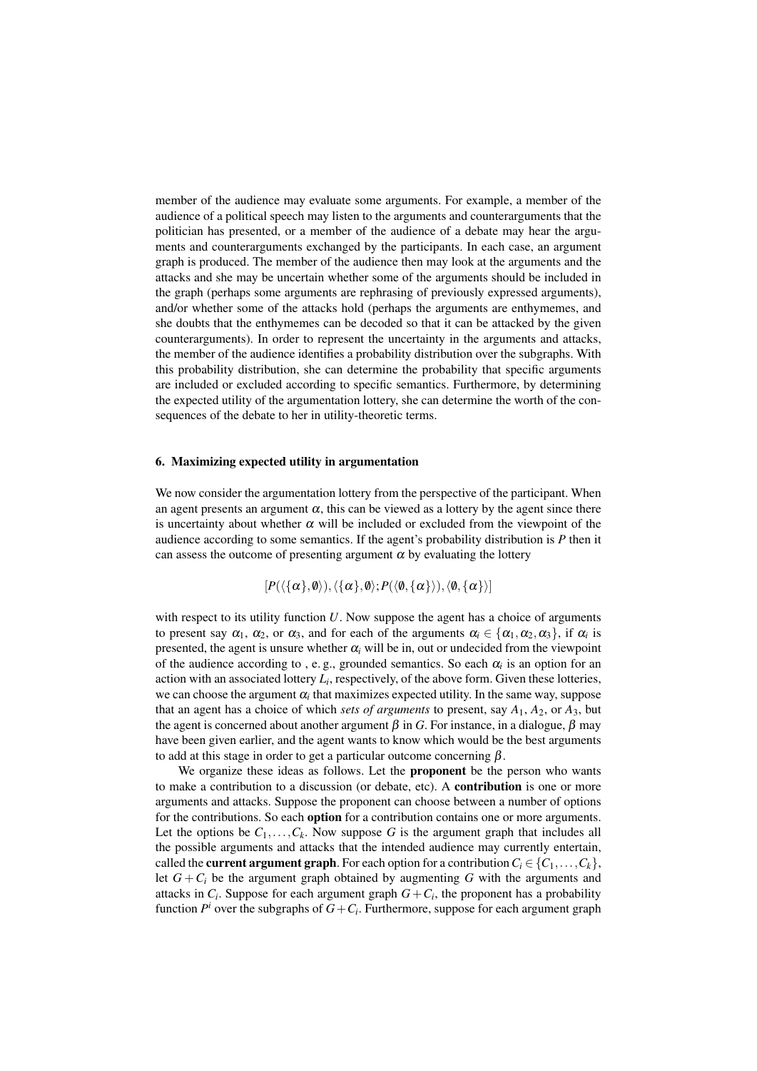member of the audience may evaluate some arguments. For example, a member of the audience of a political speech may listen to the arguments and counterarguments that the politician has presented, or a member of the audience of a debate may hear the arguments and counterarguments exchanged by the participants. In each case, an argument graph is produced. The member of the audience then may look at the arguments and the attacks and she may be uncertain whether some of the arguments should be included in the graph (perhaps some arguments are rephrasing of previously expressed arguments), and/or whether some of the attacks hold (perhaps the arguments are enthymemes, and she doubts that the enthymemes can be decoded so that it can be attacked by the given counterarguments). In order to represent the uncertainty in the arguments and attacks, the member of the audience identifies a probability distribution over the subgraphs. With this probability distribution, she can determine the probability that specific arguments are included or excluded according to specific semantics. Furthermore, by determining the expected utility of the argumentation lottery, she can determine the worth of the consequences of the debate to her in utility-theoretic terms.

## 6. Maximizing expected utility in argumentation

We now consider the argumentation lottery from the perspective of the participant. When an agent presents an argument $\alpha$, this can be viewed as a lottery by the agent since there is uncertainty about whether $\alpha$ will be included or excluded from the viewpoint of the audience according to some semantics. If the agent's probability distribution is $P$ then it can assess the outcome of presenting argument $\alpha$ by evaluating the lottery

$$[P(\langle\{\alpha\},\emptyset\rangle),\langle\{\alpha\},\emptyset\rangle;P(\langle\emptyset,\{\alpha\}\rangle),\langle\emptyset,\{\alpha\}\rangle]$$

with respect to its utility function $U$. Now suppose the agent has a choice of arguments to present say $\alpha_1$, $\alpha_2$, or $\alpha_3$, and for each of the arguments $\alpha_i \in \{\alpha_1,\alpha_2,\alpha_3\}$, if $\alpha_i$ is presented, the agent is unsure whether $\alpha_i$ will be in, out or undecided from the viewpoint of the audience according to , e. g., grounded semantics. So each $\alpha_i$ is an option for an action with an associated lottery $L_i$, respectively, of the above form. Given these lotteries, we can choose the argument $\alpha_i$ that maximizes expected utility. In the same way, suppose that an agent has a choice of which *sets of arguments* to present, say $A_1$, $A_2$, or $A_3$, but the agent is concerned about another argument $\beta$ in $G$. For instance, in a dialogue, $\beta$ may have been given earlier, and the agent wants to know which would be the best arguments to add at this stage in order to get a particular outcome concerning $\beta$.

We organize these ideas as follows. Let the **proponent** be the person who wants to make a contribution to a discussion (or debate, etc). A **contribution** is one or more arguments and attacks. Suppose the proponent can choose between a number of options for the contributions. So each **option** for a contribution contains one or more arguments. Let the options be $C_1,\ldots,C_k$. Now suppose $G$ is the argument graph that includes all the possible arguments and attacks that the intended audience may currently entertain, called the **current argument graph**. For each option for a contribution $C_i \in \{C_1,\ldots,C_k\}$, let $G+C_i$ be the argument graph obtained by augmenting $G$ with the arguments and attacks in $C_i$. Suppose for each argument graph $G+C_i$, the proponent has a probability function $P^i$ over the subgraphs of $G+C_i$. Furthermore, suppose for each argument graph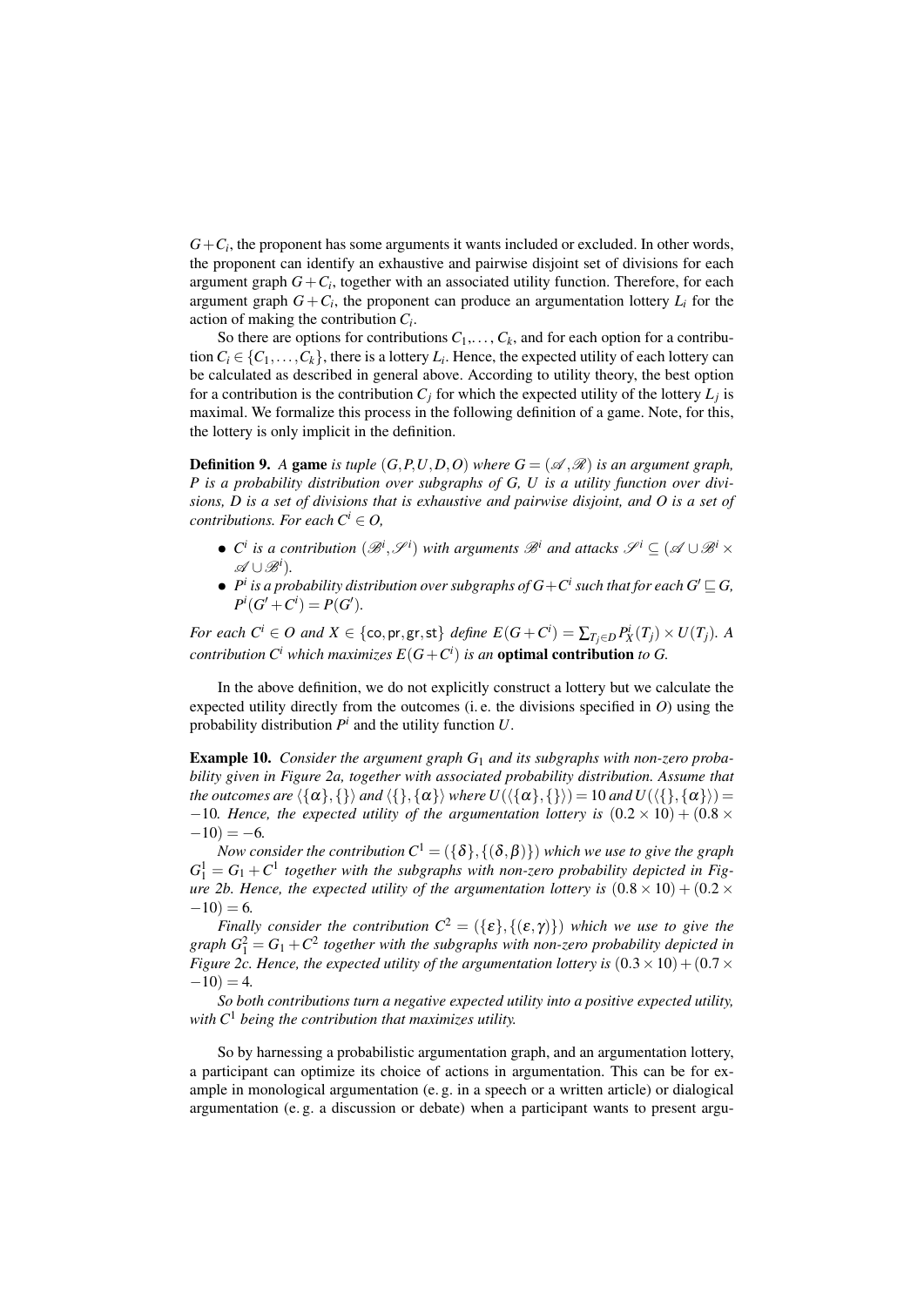$G+C_i$, the proponent has some arguments it wants included or excluded. In other words, the proponent can identify an exhaustive and pairwise disjoint set of divisions for each argument graph $G+C_i$, together with an associated utility function. Therefore, for each argument graph $G+C_i$, the proponent can produce an argumentation lottery $L_i$ for the action of making the contribution $C_i$.

So there are options for contributions $C_1,\ldots,C_k$, and for each option for a contribution $C_i \in \{C_1,\ldots,C_k\}$, there is a lottery $L_i$. Hence, the expected utility of each lottery can be calculated as described in general above. According to utility theory, the best option for a contribution is the contribution $C_j$ for which the expected utility of the lottery $L_j$ is maximal. We formalize this process in the following definition of a game. Note, for this, the lottery is only implicit in the definition.

**Definition 9.** *A* **game** *is tuple $(G,P,U,D,O)$ where $G=(\mathscr{A},\mathscr{R})$ is an argument graph, $P$ is a probability distribution over subgraphs of $G$, $U$ is a utility function over divisions, $D$ is a set of divisions that is exhaustive and pairwise disjoint, and $O$ is a set of contributions. For each $C^i \in O$,*

- *$C^i$ is a contribution $(\mathscr{B}^i,\mathscr{S}^i)$ with arguments $\mathscr{B}^i$ and attacks $\mathscr{S}^i \subseteq (\mathscr{A}\cup\mathscr{B}^i \times \mathscr{A}\cup\mathscr{B}^i)$.*
- *$P^i$ is a probability distribution over subgraphs of $G+C^i$ such that for each $G' \sqsubseteq G$, $P^i(G'+C^i) = P(G')$.*

*For each $C^i \in O$ and $X \in \{\mathsf{co},\mathsf{pr},\mathsf{gr},\mathsf{st}\}$ define $E(G+C^i) = \sum_{T_j \in D} P^i_X(T_j) \times U(T_j)$. A contribution $C^i$ which maximizes $E(G+C^i)$ is an* **optimal contribution** *to $G$.*

In the above definition, we do not explicitly construct a lottery but we calculate the expected utility directly from the outcomes (i. e. the divisions specified in $O$) using the probability distribution $P^i$ and the utility function $U$.

**Example 10.** *Consider the argument graph $G_1$ and its subgraphs with non-zero probability given in Figure 2a, together with associated probability distribution. Assume that the outcomes are $\langle\{\alpha\},\{\}\rangle$ and $\langle\{\},\{\alpha\}\rangle$ where $U(\langle\{\alpha\},\{\}\rangle) = 10$ and $U(\langle\{\},\{\alpha\}\rangle) = -10$. Hence, the expected utility of the argumentation lottery is $(0.2\times 10)+(0.8\times -10) = -6$.*

*Now consider the contribution $C^1 = (\{\delta\},\{(\delta,\beta)\})$ which we use to give the graph $G_1^1 = G_1 + C^1$ together with the subgraphs with non-zero probability depicted in Figure 2b. Hence, the expected utility of the argumentation lottery is $(0.8\times 10)+(0.2\times -10) = 6$.*

*Finally consider the contribution $C^2 = (\{\varepsilon\},\{(\varepsilon,\gamma)\})$ which we use to give the graph $G_1^2 = G_1 + C^2$ together with the subgraphs with non-zero probability depicted in Figure 2c. Hence, the expected utility of the argumentation lottery is $(0.3\times 10)+(0.7\times -10) = 4$.*

*So both contributions turn a negative expected utility into a positive expected utility, with $C^1$ being the contribution that maximizes utility.*

So by harnessing a probabilistic argumentation graph, and an argumentation lottery, a participant can optimize its choice of actions in argumentation. This can be for example in monological argumentation (e. g. in a speech or a written article) or dialogical argumentation (e. g. a discussion or debate) when a participant wants to present argu-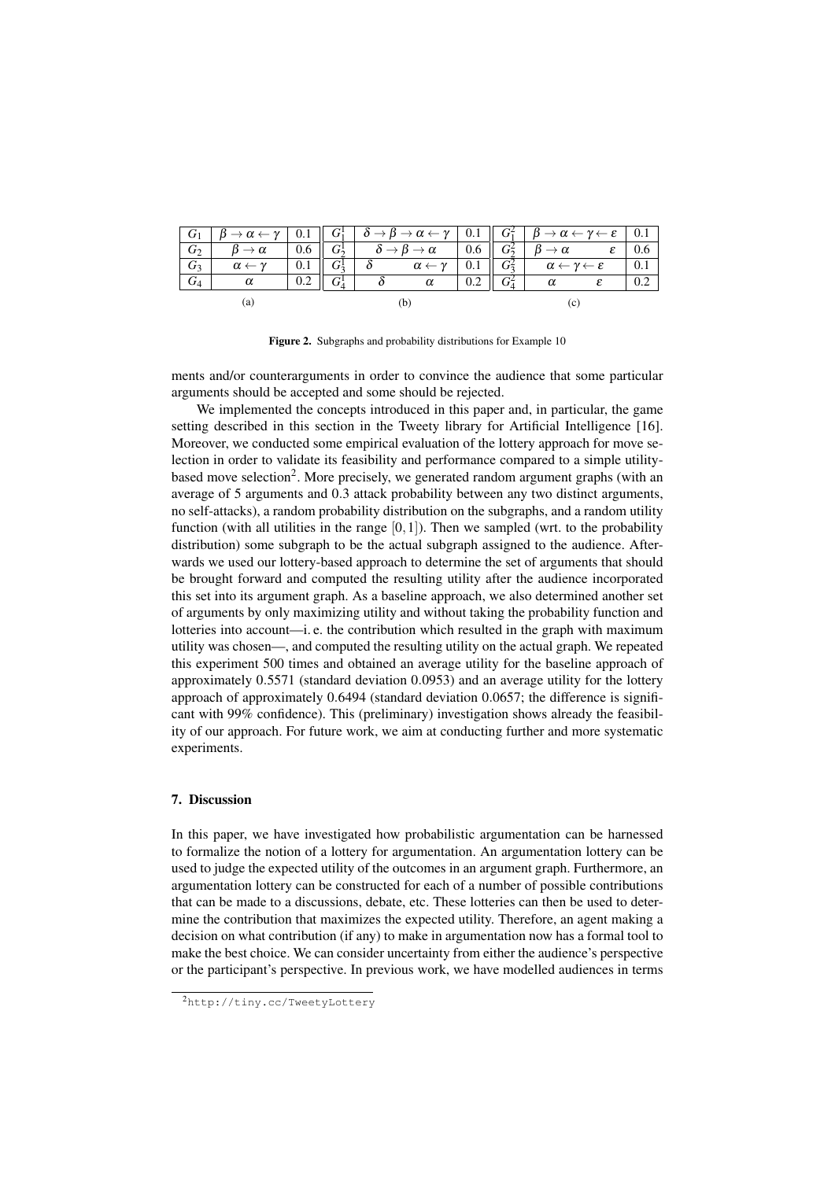| $G_1$ | $\beta \rightarrow \alpha \leftarrow \gamma$ | 0.1 | $G_1^1$ | $\delta \rightarrow \beta \rightarrow \alpha \leftarrow \gamma$ | 0.1 | $G_1^2$ | $\beta \rightarrow \alpha \leftarrow \gamma \leftarrow \varepsilon$ | 0.1 |
|---|---|---|---|---|---|---|---|---|
| $G_2$ | $\beta \rightarrow \alpha$ | 0.6 | $G_2^1$ | $\delta \rightarrow \beta \rightarrow \alpha$ | 0.6 | $G_2^2$ | $\beta \rightarrow \alpha \quad \varepsilon$ | 0.6 |
| $G_3$ | $\alpha \leftarrow \gamma$ | 0.1 | $G_3^1$ | $\delta \quad \alpha \leftarrow \gamma$ | 0.1 | $G_3^2$ | $\alpha \leftarrow \gamma \leftarrow \varepsilon$ | 0.1 |
| $G_4$ | $\alpha$ | 0.2 | $G_4^1$ | $\delta \quad \alpha$ | 0.2 | $G_4^2$ | $\alpha \quad \varepsilon$ | 0.2 |
| | (a) | | | (b) | | | (c) | |

**Figure 2.** Subgraphs and probability distributions for Example 10

ments and/or counterarguments in order to convince the audience that some particular arguments should be accepted and some should be rejected.

We implemented the concepts introduced in this paper and, in particular, the game setting described in this section in the Tweety library for Artificial Intelligence [16]. Moreover, we conducted some empirical evaluation of the lottery approach for move selection in order to validate its feasibility and performance compared to a simple utility-based move selection[2]. More precisely, we generated random argument graphs (with an average of 5 arguments and 0.3 attack probability between any two distinct arguments, no self-attacks), a random probability distribution on the subgraphs, and a random utility function (with all utilities in the range $[0,1]$). Then we sampled (wrt. to the probability distribution) some subgraph to be the actual subgraph assigned to the audience. Afterwards we used our lottery-based approach to determine the set of arguments that should be brought forward and computed the resulting utility after the audience incorporated this set into its argument graph. As a baseline approach, we also determined another set of arguments by only maximizing utility and without taking the probability function and lotteries into account—i. e. the contribution which resulted in the graph with maximum utility was chosen—, and computed the resulting utility on the actual graph. We repeated this experiment 500 times and obtained an average utility for the baseline approach of approximately 0.5571 (standard deviation 0.0953) and an average utility for the lottery approach of approximately 0.6494 (standard deviation 0.0657; the difference is significant with 99% confidence). This (preliminary) investigation shows already the feasibility of our approach. For future work, we aim at conducting further and more systematic experiments.

## 7. Discussion

In this paper, we have investigated how probabilistic argumentation can be harnessed to formalize the notion of a lottery for argumentation. An argumentation lottery can be used to judge the expected utility of the outcomes in an argument graph. Furthermore, an argumentation lottery can be constructed for each of a number of possible contributions that can be made to a discussions, debate, etc. These lotteries can then be used to determine the contribution that maximizes the expected utility. Therefore, an agent making a decision on what contribution (if any) to make in argumentation now has a formal tool to make the best choice. We can consider uncertainty from either the audience's perspective or the participant's perspective. In previous work, we have modelled audiences in terms

[2] http://tiny.cc/TweetyLottery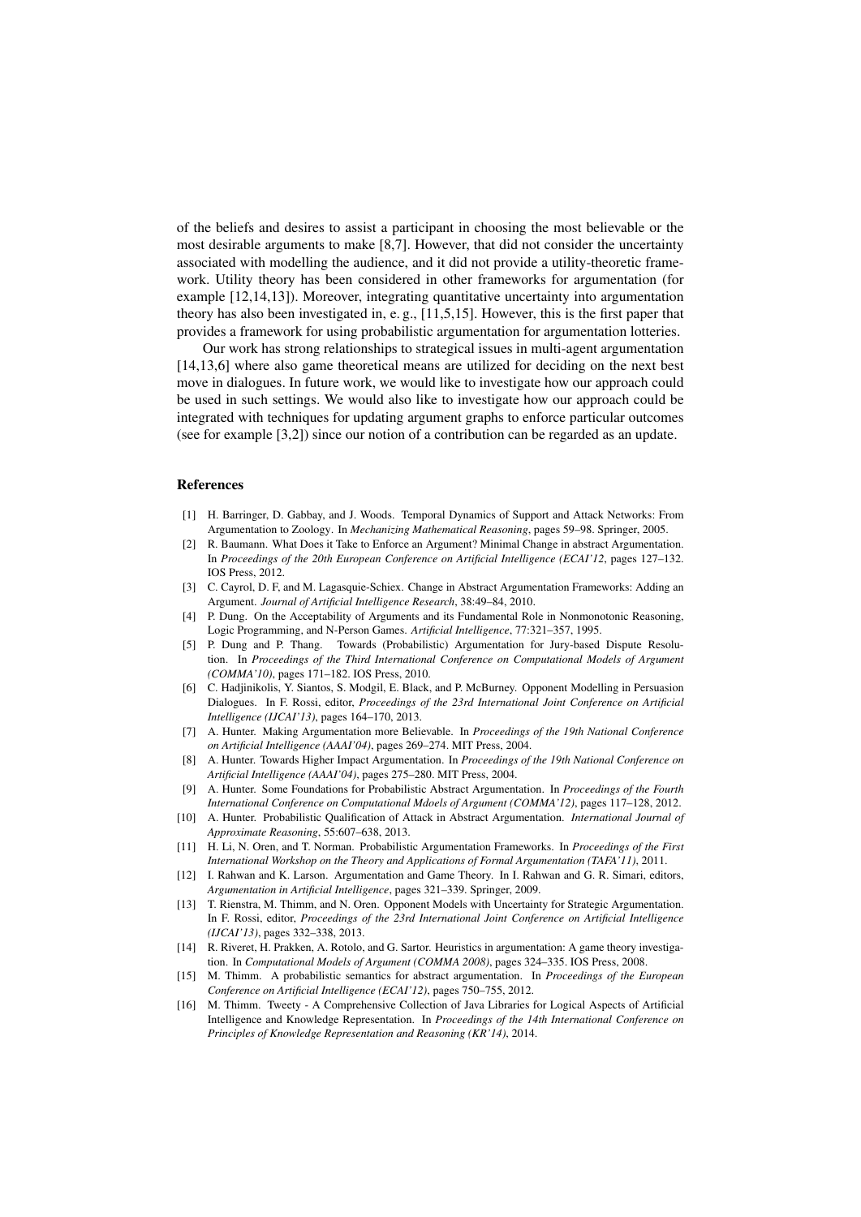of the beliefs and desires to assist a participant in choosing the most believable or the most desirable arguments to make [8,7]. However, that did not consider the uncertainty associated with modelling the audience, and it did not provide a utility-theoretic framework. Utility theory has been considered in other frameworks for argumentation (for example [12,14,13]). Moreover, integrating quantitative uncertainty into argumentation theory has also been investigated in, e. g., [11,5,15]. However, this is the first paper that provides a framework for using probabilistic argumentation for argumentation lotteries.

Our work has strong relationships to strategical issues in multi-agent argumentation [14,13,6] where also game theoretical means are utilized for deciding on the next best move in dialogues. In future work, we would like to investigate how our approach could be used in such settings. We would also like to investigate how our approach could be integrated with techniques for updating argument graphs to enforce particular outcomes (see for example [3,2]) since our notion of a contribution can be regarded as an update.

## References

[1] H. Barringer, D. Gabbay, and J. Woods. Temporal Dynamics of Support and Attack Networks: From Argumentation to Zoology. In *Mechanizing Mathematical Reasoning*, pages 59–98. Springer, 2005.

[2] R. Baumann. What Does it Take to Enforce an Argument? Minimal Change in abstract Argumentation. In *Proceedings of the 20th European Conference on Artificial Intelligence (ECAI'12*, pages 127–132. IOS Press, 2012.

[3] C. Cayrol, D. F, and M. Lagasquie-Schiex. Change in Abstract Argumentation Frameworks: Adding an Argument. *Journal of Artificial Intelligence Research*, 38:49–84, 2010.

[4] P. Dung. On the Acceptability of Arguments and its Fundamental Role in Nonmonotonic Reasoning, Logic Programming, and N-Person Games. *Artificial Intelligence*, 77:321–357, 1995.

[5] P. Dung and P. Thang. Towards (Probabilistic) Argumentation for Jury-based Dispute Resolution. In *Proceedings of the Third International Conference on Computational Models of Argument (COMMA'10)*, pages 171–182. IOS Press, 2010.

[6] C. Hadjinikolis, Y. Siantos, S. Modgil, E. Black, and P. McBurney. Opponent Modelling in Persuasion Dialogues. In F. Rossi, editor, *Proceedings of the 23rd International Joint Conference on Artificial Intelligence (IJCAI'13)*, pages 164–170, 2013.

[7] A. Hunter. Making Argumentation more Believable. In *Proceedings of the 19th National Conference on Artificial Intelligence (AAAI'04)*, pages 269–274. MIT Press, 2004.

[8] A. Hunter. Towards Higher Impact Argumentation. In *Proceedings of the 19th National Conference on Artificial Intelligence (AAAI'04)*, pages 275–280. MIT Press, 2004.

[9] A. Hunter. Some Foundations for Probabilistic Abstract Argumentation. In *Proceedings of the Fourth International Conference on Computational Mdoels of Argument (COMMA'12)*, pages 117–128, 2012.

[10] A. Hunter. Probabilistic Qualification of Attack in Abstract Argumentation. *International Journal of Approximate Reasoning*, 55:607–638, 2013.

[11] H. Li, N. Oren, and T. Norman. Probabilistic Argumentation Frameworks. In *Proceedings of the First International Workshop on the Theory and Applications of Formal Argumentation (TAFA'11)*, 2011.

[12] I. Rahwan and K. Larson. Argumentation and Game Theory. In I. Rahwan and G. R. Simari, editors, *Argumentation in Artificial Intelligence*, pages 321–339. Springer, 2009.

[13] T. Rienstra, M. Thimm, and N. Oren. Opponent Models with Uncertainty for Strategic Argumentation. In F. Rossi, editor, *Proceedings of the 23rd International Joint Conference on Artificial Intelligence (IJCAI'13)*, pages 332–338, 2013.

[14] R. Riveret, H. Prakken, A. Rotolo, and G. Sartor. Heuristics in argumentation: A game theory investigation. In *Computational Models of Argument (COMMA 2008)*, pages 324–335. IOS Press, 2008.

[15] M. Thimm. A probabilistic semantics for abstract argumentation. In *Proceedings of the European Conference on Artificial Intelligence (ECAI'12)*, pages 750–755, 2012.

[16] M. Thimm. Tweety - A Comprehensive Collection of Java Libraries for Logical Aspects of Artificial Intelligence and Knowledge Representation. In *Proceedings of the 14th International Conference on Principles of Knowledge Representation and Reasoning (KR'14)*, 2014.